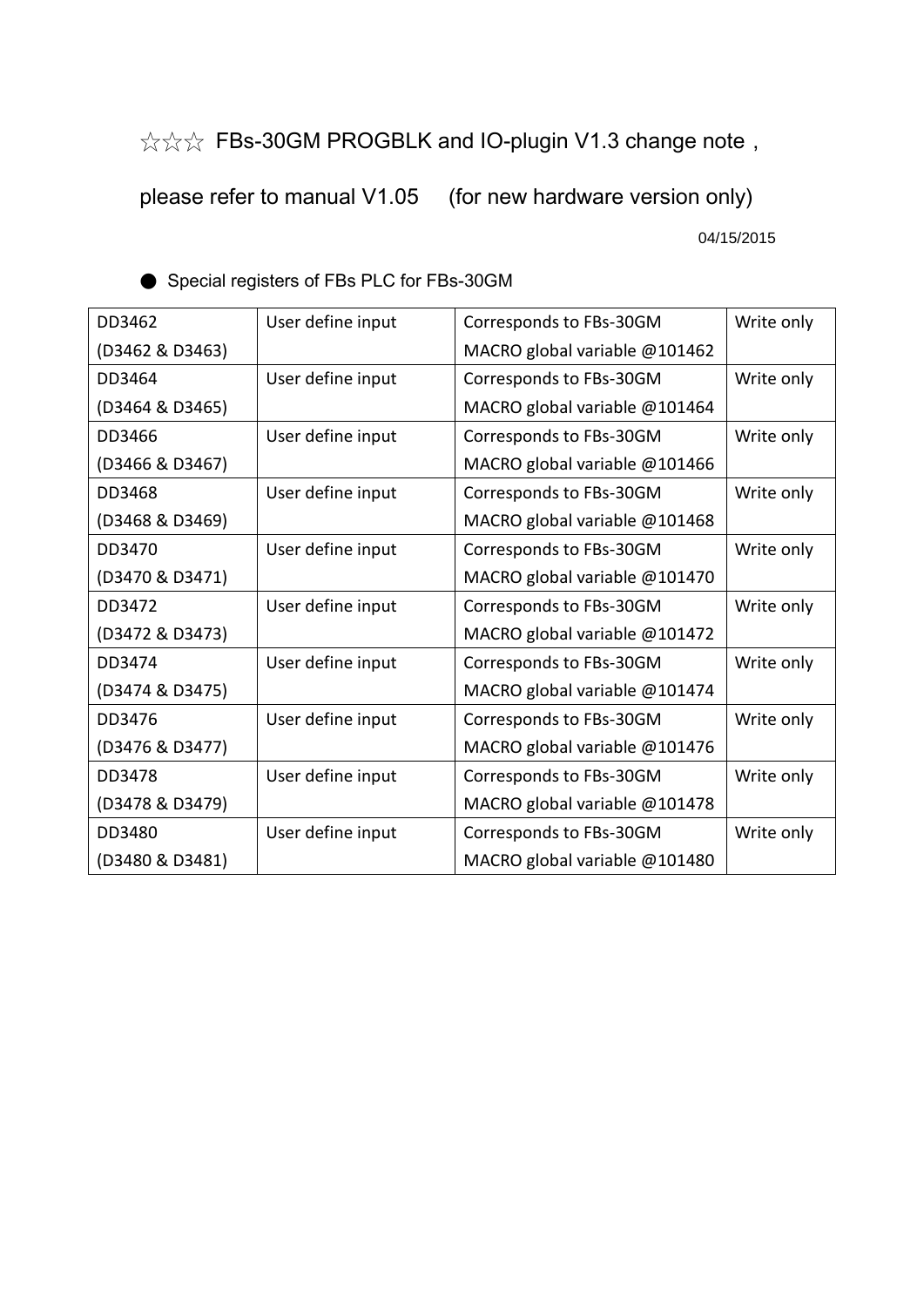# ☆☆☆ FBs-30GM PROGBLK and IO-plugin V1.3 change note，

# please refer to manual V1.05 (for new hardware version only)

04/15/2015

● Special registers of FBs PLC for FBs-30GM

| | | | |
|---|---|---|---|
| DD3462 (D3462 & D3463) | User define input | Corresponds to FBs-30GM MACRO global variable @101462 | Write only |
| DD3464 (D3464 & D3465) | User define input | Corresponds to FBs-30GM MACRO global variable @101464 | Write only |
| DD3466 (D3466 & D3467) | User define input | Corresponds to FBs-30GM MACRO global variable @101466 | Write only |
| DD3468 (D3468 & D3469) | User define input | Corresponds to FBs-30GM MACRO global variable @101468 | Write only |
| DD3470 (D3470 & D3471) | User define input | Corresponds to FBs-30GM MACRO global variable @101470 | Write only |
| DD3472 (D3472 & D3473) | User define input | Corresponds to FBs-30GM MACRO global variable @101472 | Write only |
| DD3474 (D3474 & D3475) | User define input | Corresponds to FBs-30GM MACRO global variable @101474 | Write only |
| DD3476 (D3476 & D3477) | User define input | Corresponds to FBs-30GM MACRO global variable @101476 | Write only |
| DD3478 (D3478 & D3479) | User define input | Corresponds to FBs-30GM MACRO global variable @101478 | Write only |
| DD3480 (D3480 & D3481) | User define input | Corresponds to FBs-30GM MACRO global variable @101480 | Write only |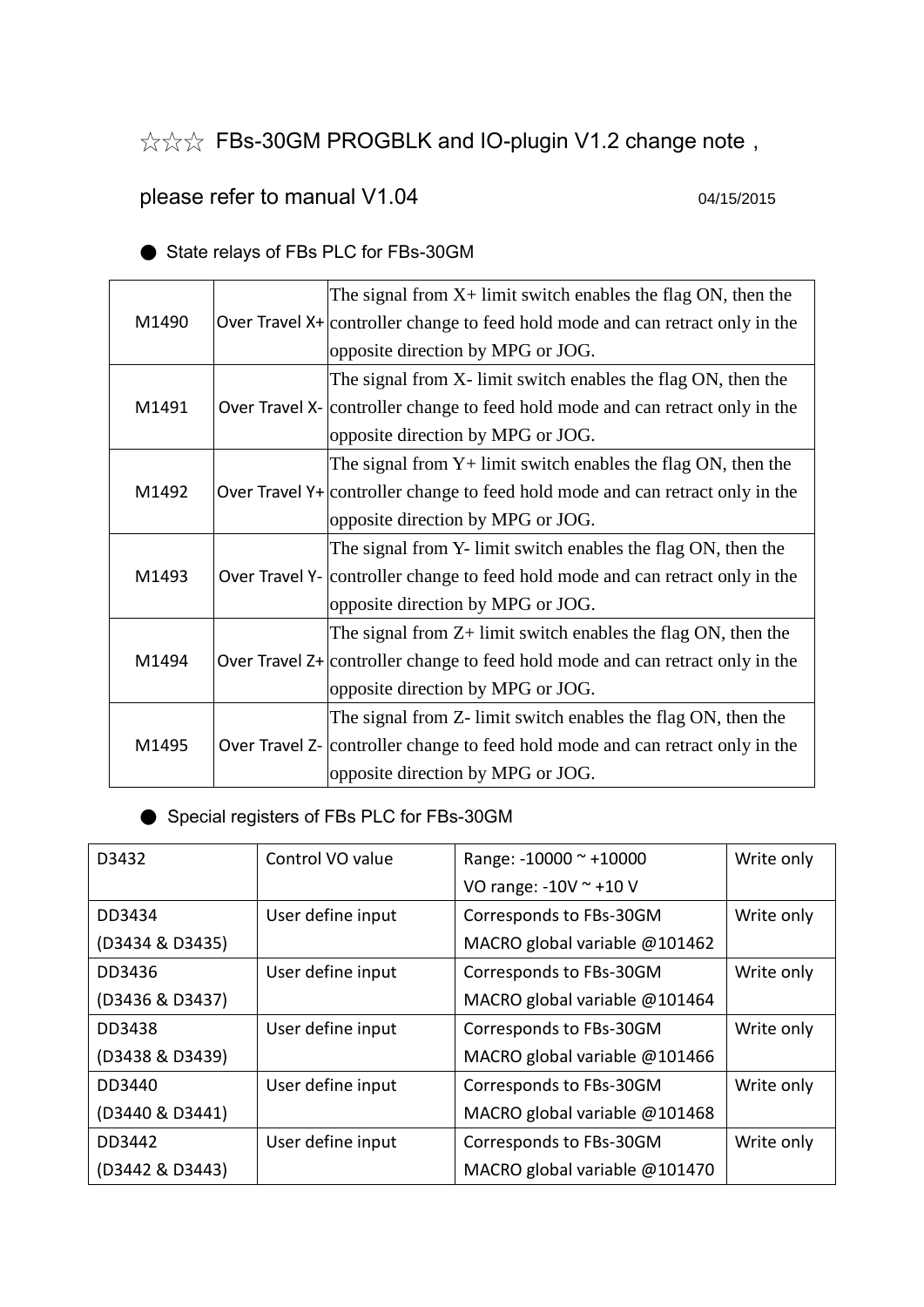☆☆☆ FBs-30GM PROGBLK and IO-plugin V1.2 change note，

please refer to manual V1.04 04/15/2015

● State relays of FBs PLC for FBs-30GM

| | | |
|---|---|---|
| M1490 | Over Travel X+ | The signal from X+ limit switch enables the flag ON, then the controller change to feed hold mode and can retract only in the opposite direction by MPG or JOG. |
| M1491 | Over Travel X- | The signal from X- limit switch enables the flag ON, then the controller change to feed hold mode and can retract only in the opposite direction by MPG or JOG. |
| M1492 | Over Travel Y+ | The signal from Y+ limit switch enables the flag ON, then the controller change to feed hold mode and can retract only in the opposite direction by MPG or JOG. |
| M1493 | Over Travel Y- | The signal from Y- limit switch enables the flag ON, then the controller change to feed hold mode and can retract only in the opposite direction by MPG or JOG. |
| M1494 | Over Travel Z+ | The signal from Z+ limit switch enables the flag ON, then the controller change to feed hold mode and can retract only in the opposite direction by MPG or JOG. |
| M1495 | Over Travel Z- | The signal from Z- limit switch enables the flag ON, then the controller change to feed hold mode and can retract only in the opposite direction by MPG or JOG. |

● Special registers of FBs PLC for FBs-30GM

| | | | |
|---|---|---|---|
| D3432 | Control VO value | Range: -10000 ~ +10000<br>VO range: -10V ~ +10 V | Write only |
| DD3434<br>(D3434 & D3435) | User define input | Corresponds to FBs-30GM MACRO global variable @101462 | Write only |
| DD3436<br>(D3436 & D3437) | User define input | Corresponds to FBs-30GM MACRO global variable @101464 | Write only |
| DD3438<br>(D3438 & D3439) | User define input | Corresponds to FBs-30GM MACRO global variable @101466 | Write only |
| DD3440<br>(D3440 & D3441) | User define input | Corresponds to FBs-30GM MACRO global variable @101468 | Write only |
| DD3442<br>(D3442 & D3443) | User define input | Corresponds to FBs-30GM MACRO global variable @101470 | Write only |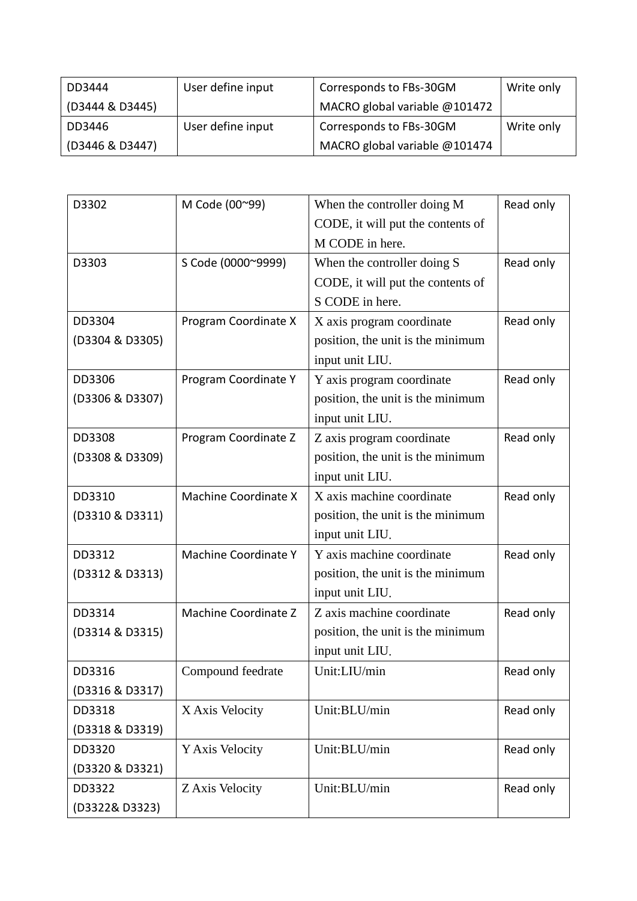| DD3444 (D3444 & D3445) | User define input | Corresponds to FBs-30GM MACRO global variable @101472 | Write only |
| --- | --- | --- | --- |
| DD3446 (D3446 & D3447) | User define input | Corresponds to FBs-30GM MACRO global variable @101474 | Write only |

| D3302 | M Code (00~99) | When the controller doing M CODE, it will put the contents of M CODE in here. | Read only |
| --- | --- | --- | --- |
| D3303 | S Code (0000~9999) | When the controller doing S CODE, it will put the contents of S CODE in here. | Read only |
| DD3304 (D3304 & D3305) | Program Coordinate X | X axis program coordinate position, the unit is the minimum input unit LIU. | Read only |
| DD3306 (D3306 & D3307) | Program Coordinate Y | Y axis program coordinate position, the unit is the minimum input unit LIU. | Read only |
| DD3308 (D3308 & D3309) | Program Coordinate Z | Z axis program coordinate position, the unit is the minimum input unit LIU. | Read only |
| DD3310 (D3310 & D3311) | Machine Coordinate X | X axis machine coordinate position, the unit is the minimum input unit LIU. | Read only |
| DD3312 (D3312 & D3313) | Machine Coordinate Y | Y axis machine coordinate position, the unit is the minimum input unit LIU. | Read only |
| DD3314 (D3314 & D3315) | Machine Coordinate Z | Z axis machine coordinate position, the unit is the minimum input unit LIU. | Read only |
| DD3316 (D3316 & D3317) | Compound feedrate | Unit:LIU/min | Read only |
| DD3318 (D3318 & D3319) | X Axis Velocity | Unit:BLU/min | Read only |
| DD3320 (D3320 & D3321) | Y Axis Velocity | Unit:BLU/min | Read only |
| DD3322 (D3322& D3323) | Z Axis Velocity | Unit:BLU/min | Read only |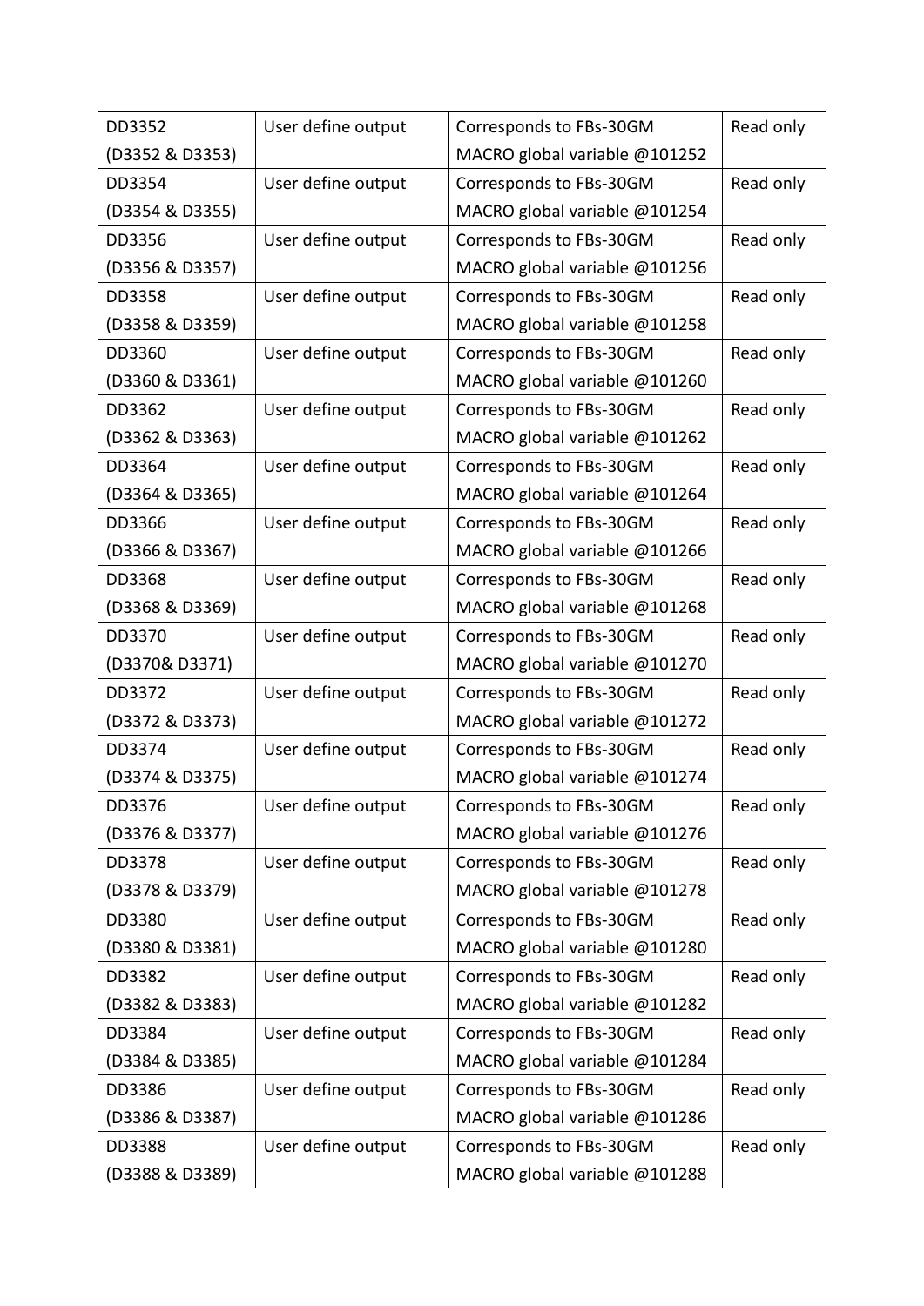| DD3352 (D3352 & D3353) | User define output | Corresponds to FBs-30GM MACRO global variable @101252 | Read only |
|---|---|---|---|
| DD3354 (D3354 & D3355) | User define output | Corresponds to FBs-30GM MACRO global variable @101254 | Read only |
| DD3356 (D3356 & D3357) | User define output | Corresponds to FBs-30GM MACRO global variable @101256 | Read only |
| DD3358 (D3358 & D3359) | User define output | Corresponds to FBs-30GM MACRO global variable @101258 | Read only |
| DD3360 (D3360 & D3361) | User define output | Corresponds to FBs-30GM MACRO global variable @101260 | Read only |
| DD3362 (D3362 & D3363) | User define output | Corresponds to FBs-30GM MACRO global variable @101262 | Read only |
| DD3364 (D3364 & D3365) | User define output | Corresponds to FBs-30GM MACRO global variable @101264 | Read only |
| DD3366 (D3366 & D3367) | User define output | Corresponds to FBs-30GM MACRO global variable @101266 | Read only |
| DD3368 (D3368 & D3369) | User define output | Corresponds to FBs-30GM MACRO global variable @101268 | Read only |
| DD3370 (D3370& D3371) | User define output | Corresponds to FBs-30GM MACRO global variable @101270 | Read only |
| DD3372 (D3372 & D3373) | User define output | Corresponds to FBs-30GM MACRO global variable @101272 | Read only |
| DD3374 (D3374 & D3375) | User define output | Corresponds to FBs-30GM MACRO global variable @101274 | Read only |
| DD3376 (D3376 & D3377) | User define output | Corresponds to FBs-30GM MACRO global variable @101276 | Read only |
| DD3378 (D3378 & D3379) | User define output | Corresponds to FBs-30GM MACRO global variable @101278 | Read only |
| DD3380 (D3380 & D3381) | User define output | Corresponds to FBs-30GM MACRO global variable @101280 | Read only |
| DD3382 (D3382 & D3383) | User define output | Corresponds to FBs-30GM MACRO global variable @101282 | Read only |
| DD3384 (D3384 & D3385) | User define output | Corresponds to FBs-30GM MACRO global variable @101284 | Read only |
| DD3386 (D3386 & D3387) | User define output | Corresponds to FBs-30GM MACRO global variable @101286 | Read only |
| DD3388 (D3388 & D3389) | User define output | Corresponds to FBs-30GM MACRO global variable @101288 | Read only |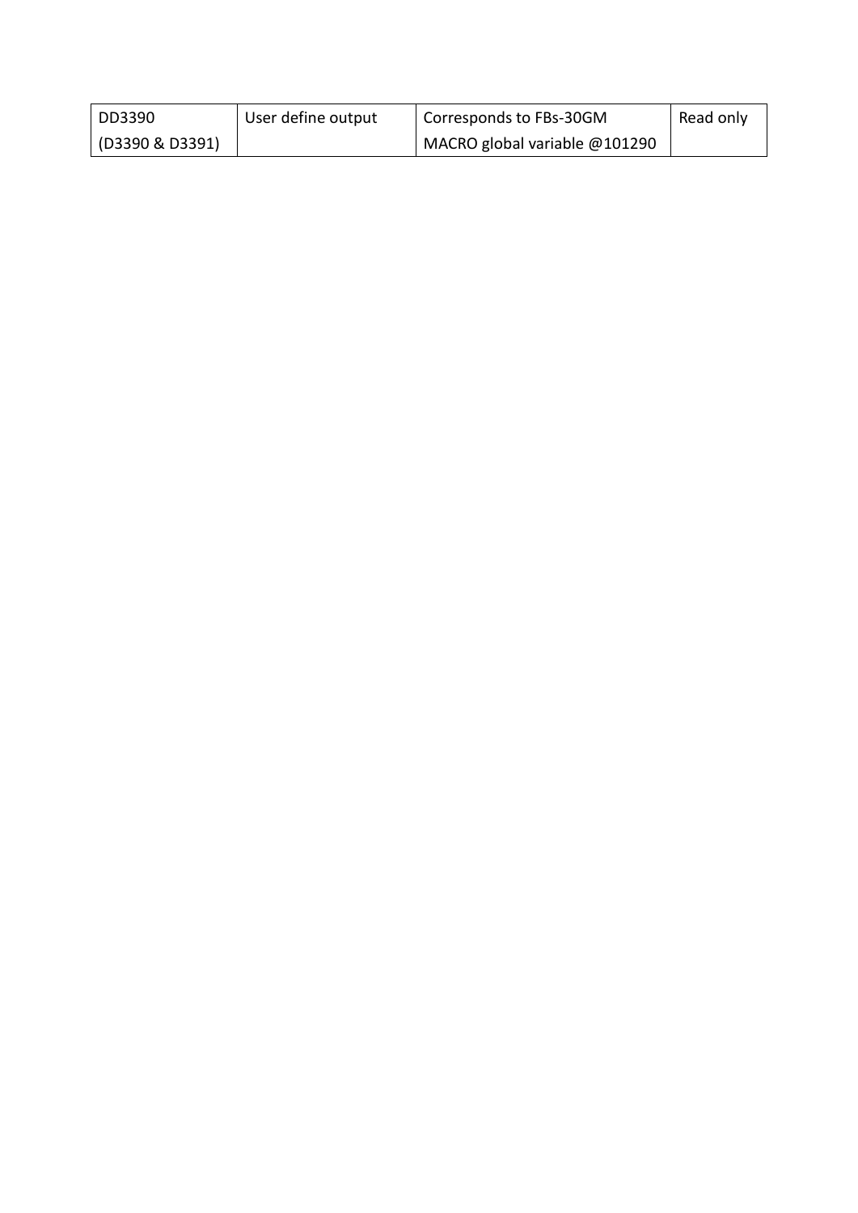| DD3390 (D3390 & D3391) | User define output | Corresponds to FBs-30GM MACRO global variable @101290 | Read only |
|---|---|---|---|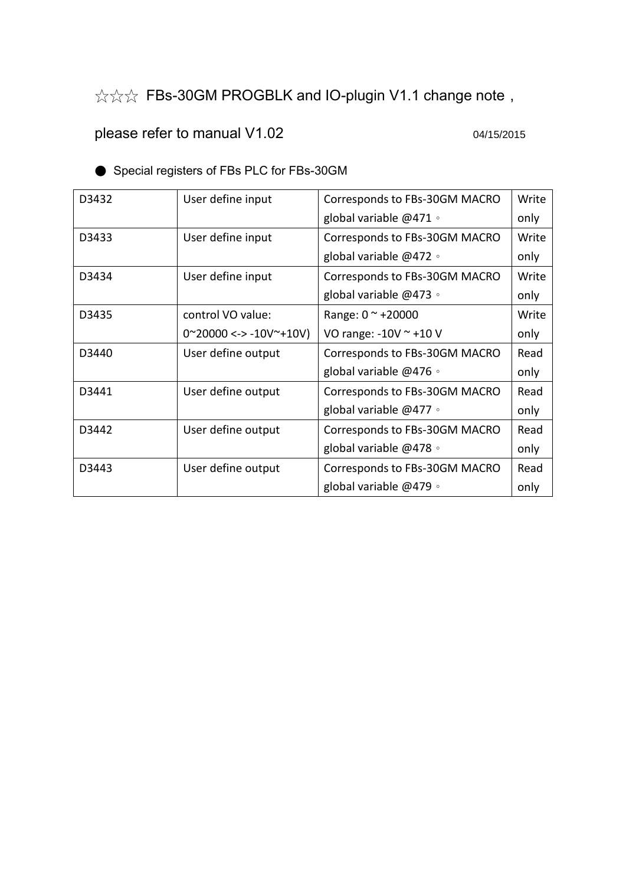☆☆☆ FBs-30GM PROGBLK and IO-plugin V1.1 change note，

please refer to manual V1.02 04/15/2015

● Special registers of FBs PLC for FBs-30GM

| | | | |
|---|---|---|---|
| D3432 | User define input | Corresponds to FBs-30GM MACRO global variable @471。 | Write only |
| D3433 | User define input | Corresponds to FBs-30GM MACRO global variable @472。 | Write only |
| D3434 | User define input | Corresponds to FBs-30GM MACRO global variable @473。 | Write only |
| D3435 | control VO value: 0~20000 <-> -10V~+10V) | Range: 0 ~ +20000 VO range: -10V ~ +10 V | Write only |
| D3440 | User define output | Corresponds to FBs-30GM MACRO global variable @476。 | Read only |
| D3441 | User define output | Corresponds to FBs-30GM MACRO global variable @477。 | Read only |
| D3442 | User define output | Corresponds to FBs-30GM MACRO global variable @478。 | Read only |
| D3443 | User define output | Corresponds to FBs-30GM MACRO global variable @479。 | Read only |